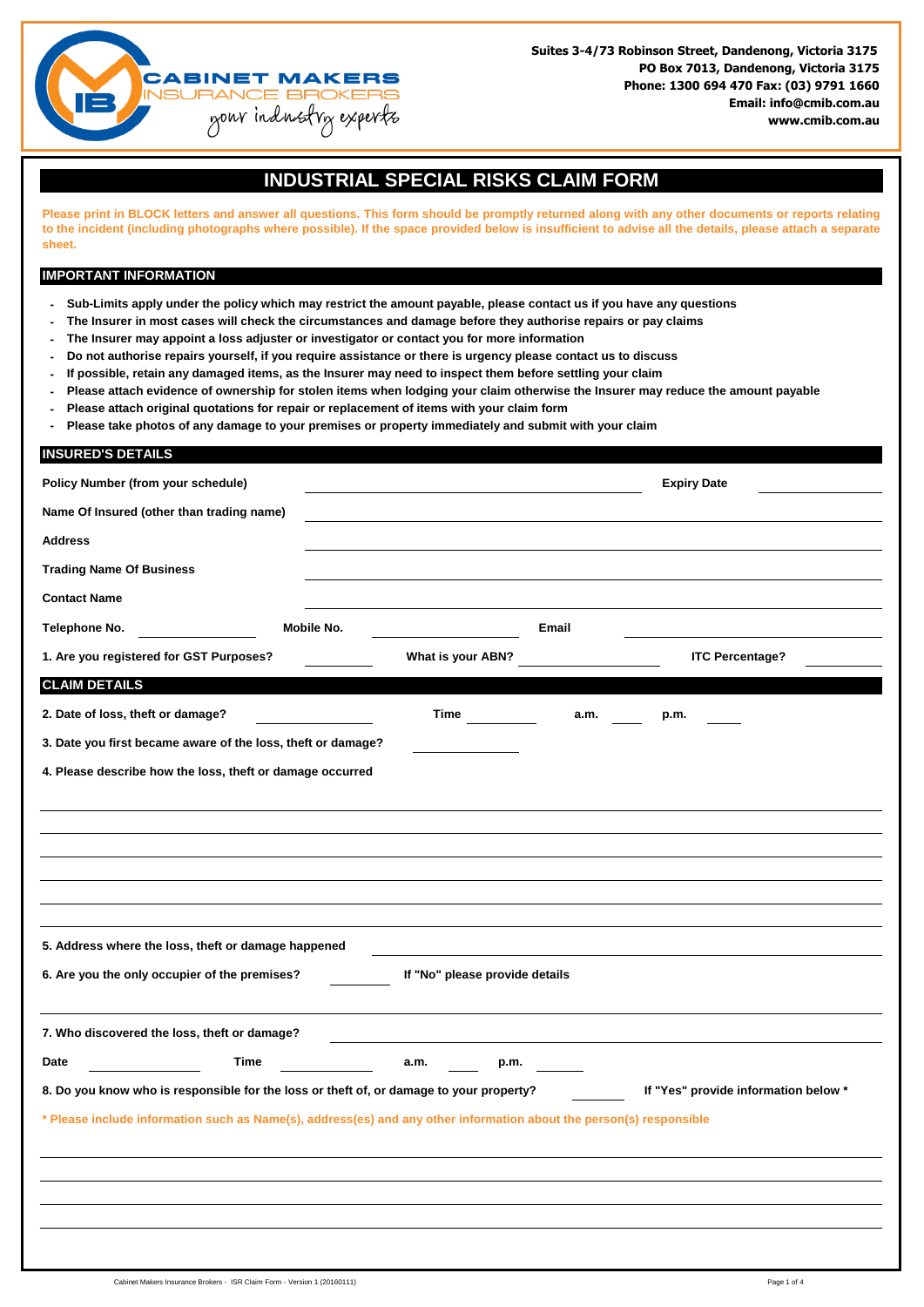CABINET MAKERS INSURANCE BROKERS
your industry experts

**Suites 3-4/73 Robinson Street, Dandenong, Victoria 3175**
**PO Box 7013, Dandenong, Victoria 3175**
**Phone: 1300 694 470 Fax: (03) 9791 1660**
**Email: info@cmib.com.au**
**www.cmib.com.au**

# INDUSTRIAL SPECIAL RISKS CLAIM FORM

**Please print in BLOCK letters and answer all questions. This form should be promptly returned along with any other documents or reports relating to the incident (including photographs where possible). If the space provided below is insufficient to advise all the details, please attach a separate sheet.**

## IMPORTANT INFORMATION

- **Sub-Limits apply under the policy which may restrict the amount payable, please contact us if you have any questions**
- **The Insurer in most cases will check the circumstances and damage before they authorise repairs or pay claims**
- **The Insurer may appoint a loss adjuster or investigator or contact you for more information**
- **Do not authorise repairs yourself, if you require assistance or there is urgency please contact us to discuss**
- **If possible, retain any damaged items, as the Insurer may need to inspect them before settling your claim**
- **Please attach evidence of ownership for stolen items when lodging your claim otherwise the Insurer may reduce the amount payable**
- **Please attach original quotations for repair or replacement of items with your claim form**
- **Please take photos of any damage to your premises or property immediately and submit with your claim**

## INSURED'S DETAILS

**Policy Number (from your schedule)** ____________________ **Expiry Date** ____________

**Name Of Insured (other than trading name)** ____________________

**Address** ____________________

**Trading Name Of Business** ____________________

**Contact Name** ____________________

**Telephone No.** ____________ **Mobile No.** ____________ **Email** ____________

**1. Are you registered for GST Purposes?** ______ **What is your ABN?** ____________ **ITC Percentage?** ______

## CLAIM DETAILS

**2. Date of loss, theft or damage?** ____________ **Time** ______ **a.m.** ____ **p.m.** ____

**3. Date you first became aware of the loss, theft or damage?** ____________

**4. Please describe how the loss, theft or damage occurred**

____________________

____________________

____________________

____________________

____________________

____________________

**5. Address where the loss, theft or damage happened** ____________________

**6. Are you the only occupier of the premises?** ______ **If "No" please provide details**

____________________

**7. Who discovered the loss, theft or damage?** ____________________

**Date** ____________ **Time** ____________ **a.m.** ____ **p.m.** ____

**8. Do you know who is responsible for the loss or theft of, or damage to your property?** ______ **If "Yes" provide information below \***

**\* Please include information such as Name(s), address(es) and any other information about the person(s) responsible**

____________________

____________________

____________________

____________________

Cabinet Makers Insurance Brokers - ISR Claim Form - Version 1 (20160111)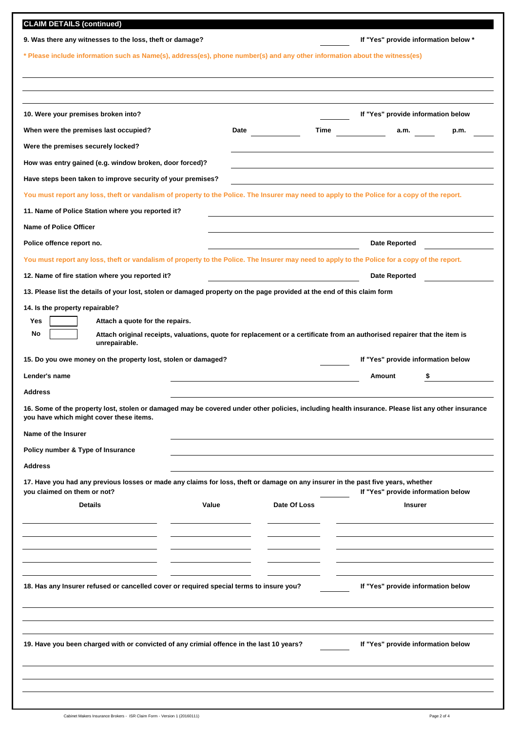## CLAIM DETAILS (continued)

**9. Was there any witnesses to the loss, theft or damage?** ______ **If "Yes" provide information below \***

**\* Please include information such as Name(s), address(es), phone number(s) and any other information about the witness(es)**

______________________________________________

______________________________________________

______________________________________________

**10. Were your premises broken into?** ______ **If "Yes" provide information below**

**When were the premises last occupied?** **Date** ______ **Time** ______ **a.m.** ______ **p.m.** ______

**Were the premises securely locked?** ______________________________

**How was entry gained (e.g. window broken, door forced)?** ______________________________

**Have steps been taken to improve security of your premises?** ______________________________

**You must report any loss, theft or vandalism of property to the Police. The Insurer may need to apply to the Police for a copy of the report.**

**11. Name of Police Station where you reported it?** ______________________________

**Name of Police Officer** ______________________________

**Police offence report no.** ______________________________ **Date Reported** ______________

**You must report any loss, theft or vandalism of property to the Police. The Insurer may need to apply to the Police for a copy of the report.**

**12. Name of fire station where you reported it?** ______________________________ **Date Reported** ______________

**13. Please list the details of your lost, stolen or damaged property on the page provided at the end of this claim form**

**14. Is the property repairable?**

**Yes** [ ] **Attach a quote for the repairs.**

**No** [ ] **Attach original receipts, valuations, quote for replacement or a certificate from an authorised repairer that the item is unrepairable.**

**15. Do you owe money on the property lost, stolen or damaged?** ______ **If "Yes" provide information below**

**Lender's name** ______________________________ **Amount** **$** ______________

**Address** ______________________________

**16. Some of the property lost, stolen or damaged may be covered under other policies, including health insurance. Please list any other insurance you have which might cover these items.**

**Name of the Insurer** ______________________________

**Policy number & Type of Insurance** ______________________________

**Address** ______________________________

**17. Have you had any previous losses or made any claims for loss, theft or damage on any insurer in the past five years, whether you claimed on them or not?** ______ **If "Yes" provide information below**

| Details | Value | Date Of Loss | Insurer |
|---|---|---|---|
| | | | |
| | | | |
| | | | |
| | | | |

**18. Has any Insurer refused or cancelled cover or required special terms to insure you?** ______ **If "Yes" provide information below**

______________________________________________

______________________________________________

______________________________________________

**19. Have you been charged with or convicted of any crimial offence in the last 10 years?** ______ **If "Yes" provide information below**

______________________________________________

______________________________________________

______________________________________________

Cabinet Makers Insurance Brokers - ISR Claim Form - Version 1 (20160111)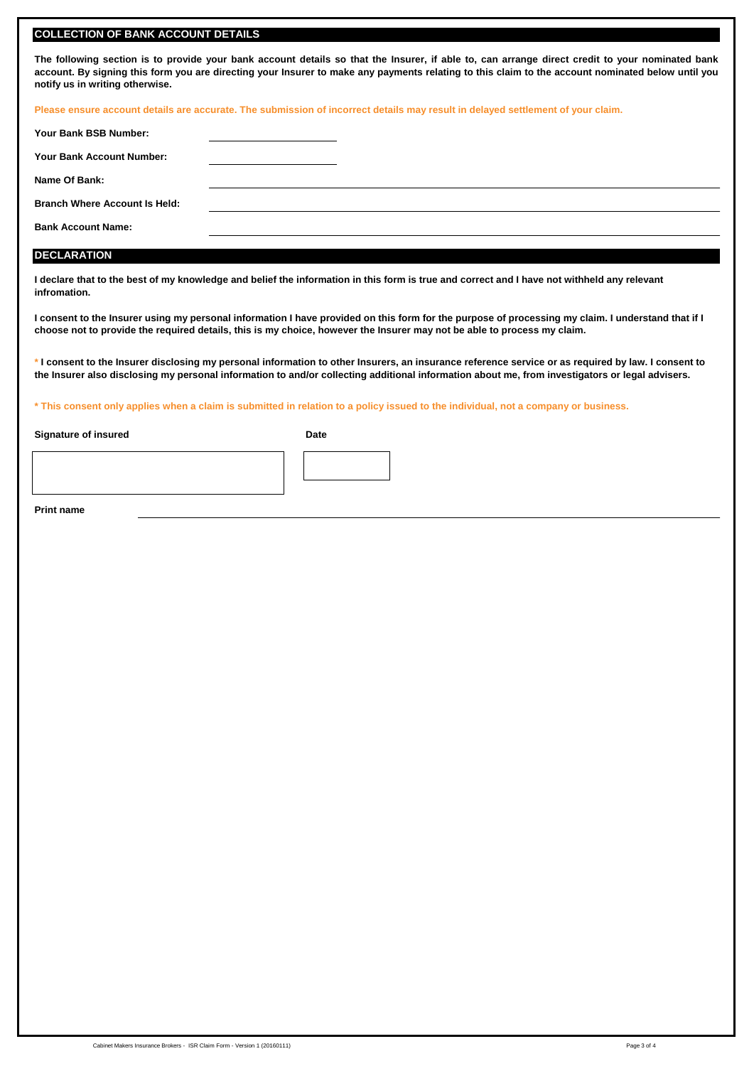## COLLECTION OF BANK ACCOUNT DETAILS

**The following section is to provide your bank account details so that the Insurer, if able to, can arrange direct credit to your nominated bank account. By signing this form you are directing your Insurer to make any payments relating to this claim to the account nominated below until you notify us in writing otherwise.**

**Please ensure account details are accurate. The submission of incorrect details may result in delayed settlement of your claim.**

**Your Bank BSB Number:** ____________________

**Your Bank Account Number:** ____________________

**Name Of Bank:** ____________________

**Branch Where Account Is Held:** ____________________

**Bank Account Name:** ____________________

## DECLARATION

**I declare that to the best of my knowledge and belief the information in this form is true and correct and I have not withheld any relevant infromation.**

**I consent to the Insurer using my personal information I have provided on this form for the purpose of processing my claim. I understand that if I choose not to provide the required details, this is my choice, however the Insurer may not be able to process my claim.**

**\* I consent to the Insurer disclosing my personal information to other Insurers, an insurance reference service or as required by law. I consent to the Insurer also disclosing my personal information to and/or collecting additional information about me, from investigators or legal advisers.**

**\* This consent only applies when a claim is submitted in relation to a policy issued to the individual, not a company or business.**

**Signature of insured** ____________________ **Date** ____________________

**Print name** ____________________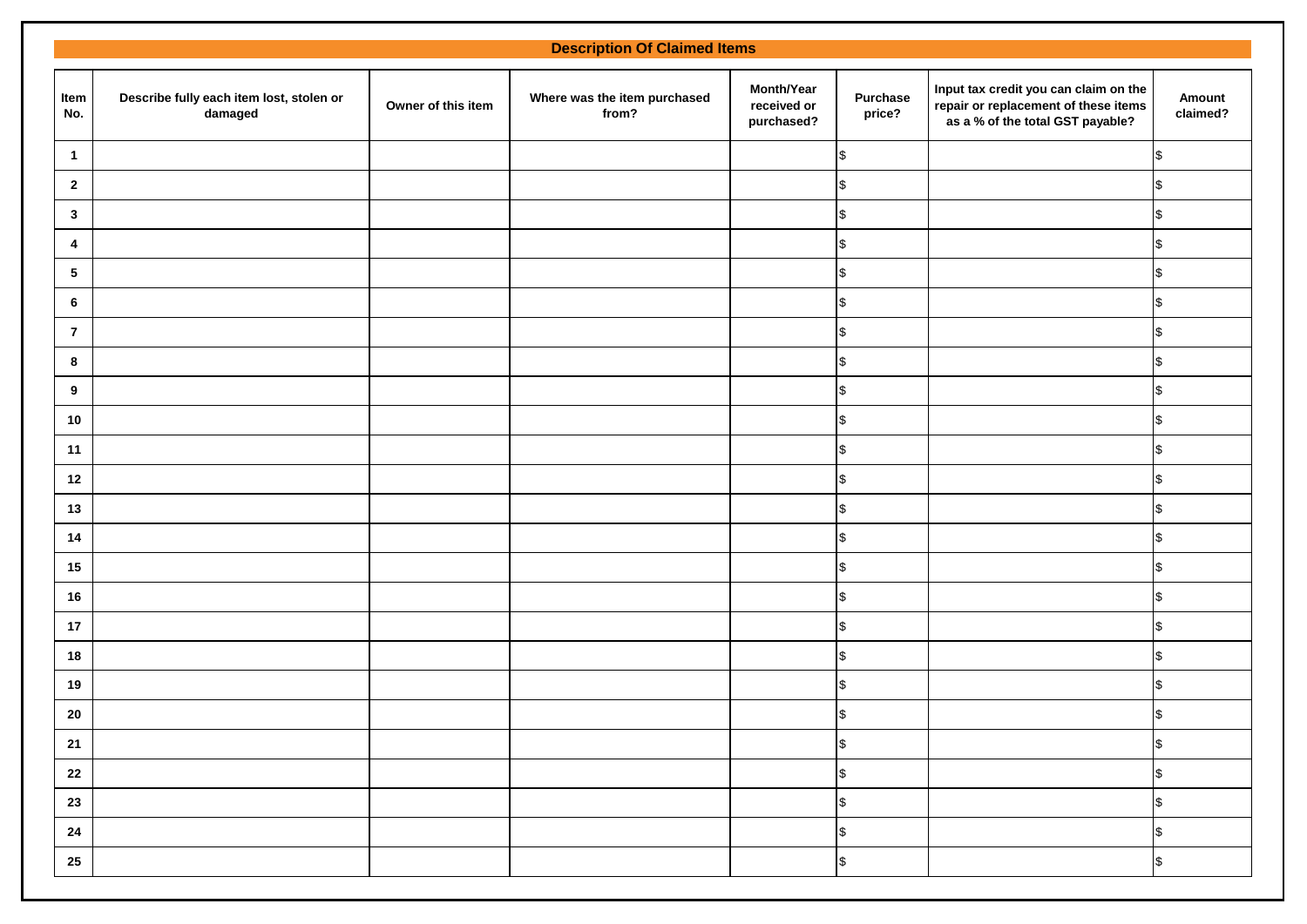## Description Of Claimed Items

| Item No. | Describe fully each item lost, stolen or damaged | Owner of this item | Where was the item purchased from? | Month/Year received or purchased? | Purchase price? | Input tax credit you can claim on the repair or replacement of these items as a % of the total GST payable? | Amount claimed? |
|---|---|---|---|---|---|---|---|
| 1 | | | | | $ | | $ |
| 2 | | | | | $ | | $ |
| 3 | | | | | $ | | $ |
| 4 | | | | | $ | | $ |
| 5 | | | | | $ | | $ |
| 6 | | | | | $ | | $ |
| 7 | | | | | $ | | $ |
| 8 | | | | | $ | | $ |
| 9 | | | | | $ | | $ |
| 10 | | | | | $ | | $ |
| 11 | | | | | $ | | $ |
| 12 | | | | | $ | | $ |
| 13 | | | | | $ | | $ |
| 14 | | | | | $ | | $ |
| 15 | | | | | $ | | $ |
| 16 | | | | | $ | | $ |
| 17 | | | | | $ | | $ |
| 18 | | | | | $ | | $ |
| 19 | | | | | $ | | $ |
| 20 | | | | | $ | | $ |
| 21 | | | | | $ | | $ |
| 22 | | | | | $ | | $ |
| 23 | | | | | $ | | $ |
| 24 | | | | | $ | | $ |
| 25 | | | | | $ | | $ |